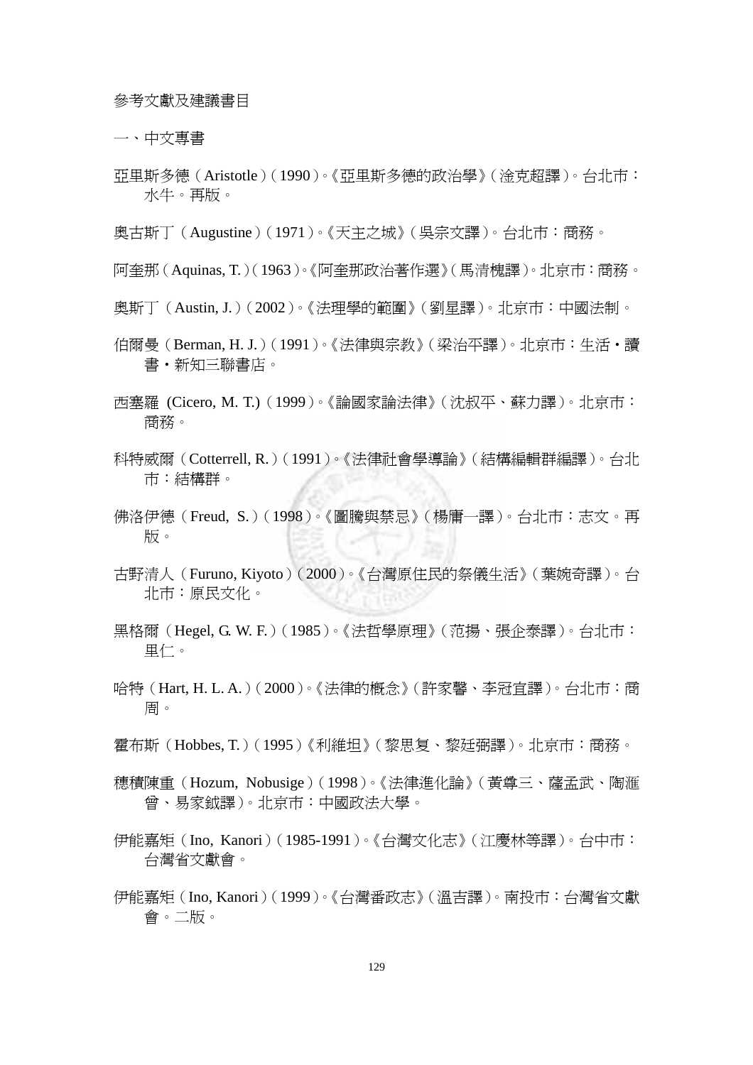# 參考文獻及建議書目

## 一、中文專書

亞里斯多德（Aristotle）（1990）。《亞里斯多德的政治學》（淦克超譯）。台北市：水牛。再版。

奧古斯丁（Augustine）（1971）。《天主之城》（吳宗文譯）。台北市：商務。

阿奎那（Aquinas, T.）（1963）。《阿奎那政治著作選》（馬清槐譯）。北京市：商務。

奧斯丁（Austin, J.）（2002）。《法理學的範圍》（劉星譯）。北京市：中國法制。

伯爾曼（Berman, H. J.）（1991）。《法律與宗教》（梁治平譯）。北京市：生活・讀書・新知三聯書店。

西塞羅 (Cicero, M. T.)（1999）。《論國家論法律》（沈叔平、蘇力譯）。北京市：商務。

科特威爾（Cotterrell, R.）（1991）。《法律社會學導論》（結構編輯群編譯）。台北市：結構群。

佛洛伊德（Freud, S.）（1998）。《圖騰與禁忌》（楊庸一譯）。台北市：志文。再版。

古野清人（Furuno, Kiyoto）（2000）。《台灣原住民的祭儀生活》（葉婉奇譯）。台北市：原民文化。

黑格爾（Hegel, G. W. F.）（1985）。《法哲學原理》（范揚、張企泰譯）。台北市：里仁。

哈特（Hart, H. L. A.）（2000）。《法律的概念》（許家馨、李冠宜譯）。台北市：商周。

霍布斯（Hobbes, T.）（1995）《利維坦》（黎思复、黎廷弼譯）。北京市：商務。

穗積陳重（Hozum, Nobusige）（1998）。《法律進化論》（黃尊三、薩孟武、陶滙曾、易家鉞譯）。北京市：中國政法大學。

伊能嘉矩（Ino, Kanori）（1985-1991）。《台灣文化志》（江慶林等譯）。台中市：台灣省文獻會。

伊能嘉矩（Ino, Kanori）（1999）。《台灣番政志》（溫吉譯）。南投市：台灣省文獻會。二版。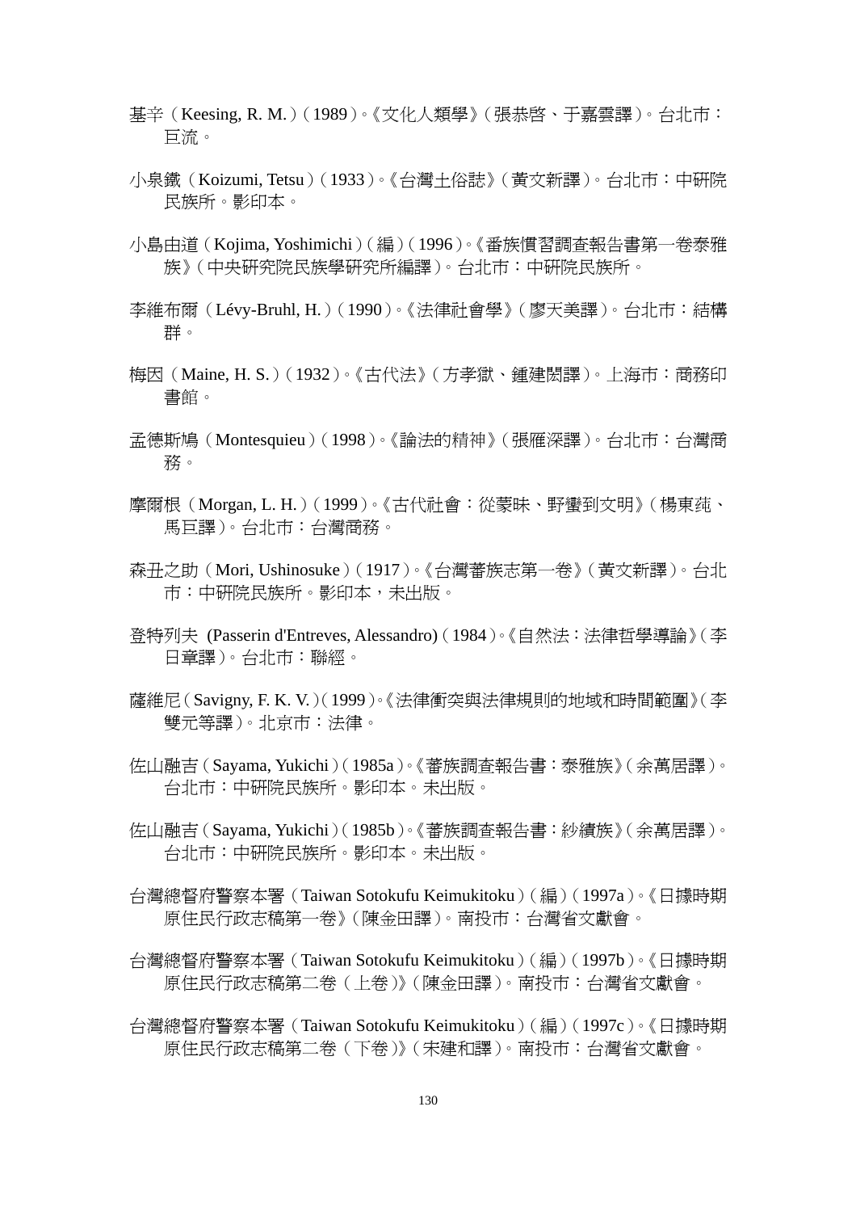基辛（Keesing, R. M.）（1989）。《文化人類學》（張恭啓、于嘉雲譯）。台北市：巨流。

小泉鐵（Koizumi, Tetsu）（1933）。《台灣土俗誌》（黃文新譯）。台北市：中研院民族所。影印本。

小島由道（Kojima, Yoshimichi）（編）（1996）。《番族慣習調查報告書第一卷泰雅族》（中央研究院民族學研究所編譯）。台北市：中研院民族所。

李維布爾（Lévy-Bruhl, H.）（1990）。《法律社會學》（廖天美譯）。台北市：結構群。

梅因（Maine, H. S.）（1932）。《古代法》（方孝嶽、鍾建閎譯）。上海市：商務印書館。

孟德斯鳩（Montesquieu）（1998）。《論法的精神》（張雁深譯）。台北市：台灣商務。

摩爾根（Morgan, L. H.）（1999）。《古代社會：從蒙昧、野蠻到文明》（楊東蒓、馬巨譯）。台北市：台灣商務。

森丑之助（Mori, Ushinosuke）（1917）。《台灣蕃族志第一卷》（黃文新譯）。台北市：中研院民族所。影印本，未出版。

登特列夫 (Passerin d'Entreves, Alessandro)（1984）。《自然法：法律哲學導論》（李日章譯）。台北市：聯經。

薩維尼（Savigny, F. K. V.）（1999）。《法律衝突與法律規則的地域和時間範圍》（李雙元等譯）。北京市：法律。

佐山融吉（Sayama, Yukichi）（1985a）。《蕃族調查報告書：泰雅族》（余萬居譯）。台北市：中研院民族所。影印本。未出版。

佐山融吉（Sayama, Yukichi）（1985b）。《蕃族調查報告書：紗績族》（余萬居譯）。台北市：中研院民族所。影印本。未出版。

台灣總督府警察本署（Taiwan Sotokufu Keimukitoku）（編）（1997a）。《日據時期原住民行政志稿第一卷》（陳金田譯）。南投市：台灣省文獻會。

台灣總督府警察本署（Taiwan Sotokufu Keimukitoku）（編）（1997b）。《日據時期原住民行政志稿第二卷（上卷）》（陳金田譯）。南投市：台灣省文獻會。

台灣總督府警察本署（Taiwan Sotokufu Keimukitoku）（編）（1997c）。《日據時期原住民行政志稿第二卷（下卷）》（宋建和譯）。南投市：台灣省文獻會。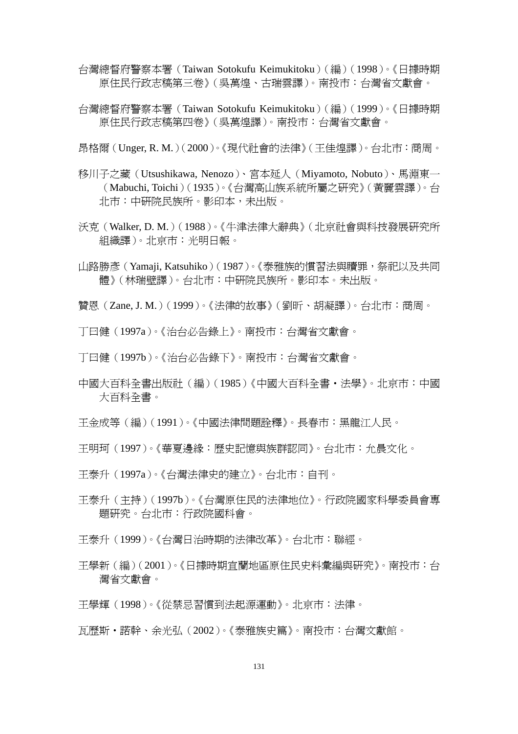台灣總督府警察本署（Taiwan Sotokufu Keimukitoku）（編）（1998）。《日據時期原住民行政志稿第三卷》（吳萬煌、古瑞雲譯）。南投市：台灣省文獻會。

台灣總督府警察本署（Taiwan Sotokufu Keimukitoku）（編）（1999）。《日據時期原住民行政志稿第四卷》（吳萬煌譯）。南投市：台灣省文獻會。

昂格爾（Unger, R. M.）（2000）。《現代社會的法律》（王佳煌譯）。台北市：商周。

移川子之藏（Utsushikawa, Nenozo）、宮本延人（Miyamoto, Nobuto）、馬淵東一（Mabuchi, Toichi）（1935）。《台灣高山族系統所屬之研究》（黃麗雲譯）。台北市：中研院民族所。影印本，未出版。

沃克（Walker, D. M.）（1988）。《牛津法律大辭典》（北京社會與科技發展研究所組織譯）。北京市：光明日報。

山路勝彥（Yamaji, Katsuhiko）（1987）。《泰雅族的慣習法與贖罪，祭祀以及共同體》（林瑞壁譯）。台北市：中研院民族所。影印本。未出版。

贊恩（Zane, J. M.）（1999）。《法律的故事》（劉昕、胡凝譯）。台北市：商周。

丁曰健（1997a）。《治台必告錄上》。南投市：台灣省文獻會。

丁曰健（1997b）。《治台必告錄下》。南投市：台灣省文獻會。

中國大百科全書出版社（編）（1985）《中國大百科全書・法學》。北京市：中國大百科全書。

王金成等（編）（1991）。《中國法律問題詮釋》。長春市：黑龍江人民。

王明珂（1997）。《華夏邊緣：歷史記憶與族群認同》。台北市：允晨文化。

王泰升（1997a）。《台灣法律史的建立》。台北市：自刊。

王泰升（主持）（1997b）。《台灣原住民的法律地位》。行政院國家科學委員會專題研究。台北市：行政院國科會。

王泰升（1999）。《台灣日治時期的法律改革》。台北市：聯經。

王學新（編）（2001）。《日據時期宜蘭地區原住民史料彙編與研究》。南投市：台灣省文獻會。

王學輝（1998）。《從禁忌習慣到法起源運動》。北京市：法律。

瓦歷斯・諾幹、余光弘（2002）。《泰雅族史篇》。南投市：台灣文獻館。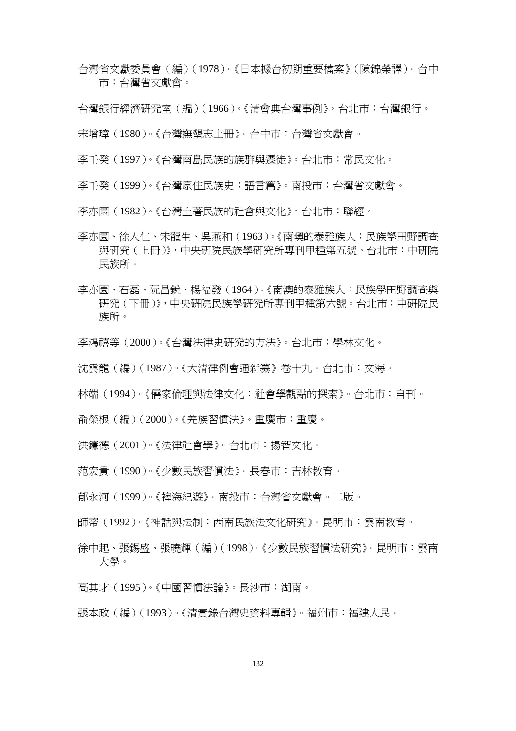台灣省文獻委員會（編）（1978）。《日本據台初期重要檔案》（陳錦榮譯）。台中市：台灣省文獻會。

台灣銀行經濟研究室（編）（1966）。《清會典台灣事例》。台北市：台灣銀行。

宋增璋（1980）。《台灣撫墾志上冊》。台中市：台灣省文獻會。

李壬癸（1997）。《台灣南島民族的族群與遷徙》。台北市：常民文化。

李壬癸（1999）。《台灣原住民族史：語言篇》。南投市：台灣省文獻會。

李亦園（1982）。《台灣土著民族的社會與文化》。台北市：聯經。

李亦園、徐人仁、宋龍生、吳燕和（1963）。《南澳的泰雅族人：民族學田野調查與研究（上冊）》，中央研院民族學研究所專刊甲種第五號。台北市：中研院民族所。

李亦園、石磊、阮昌銳、楊福發（1964）。《南澳的泰雅族人：民族學田野調查與研究（下冊）》，中央研院民族學研究所專刊甲種第六號。台北市：中研院民族所。

李鴻禧等（2000）。《台灣法律史研究的方法》。台北市：學林文化。

沈雲龍（編）（1987）。《大清律例會通新纂》卷十九。台北市：文海。

林端（1994）。《儒家倫理與法律文化：社會學觀點的探索》。台北市：自刊。

俞榮根（編）（2000）。《羌族習慣法》。重慶市：重慶。

洪鐮德（2001）。《法律社會學》。台北市：揚智文化。

范宏貴（1990）。《少數民族習慣法》。長春市：吉林教育。

郁永河（1999）。《裨海紀遊》。南投市：台灣省文獻會。二版。

師蒂（1992）。《神話與法制：西南民族法文化研究》。昆明市：雲南教育。

徐中起、張錫盛、張曉輝（編）（1998）。《少數民族習慣法研究》。昆明市：雲南大學。

高其才（1995）。《中國習慣法論》。長沙市：湖南。

張本政（編）（1993）。《清實錄台灣史資料專輯》。福州市：福建人民。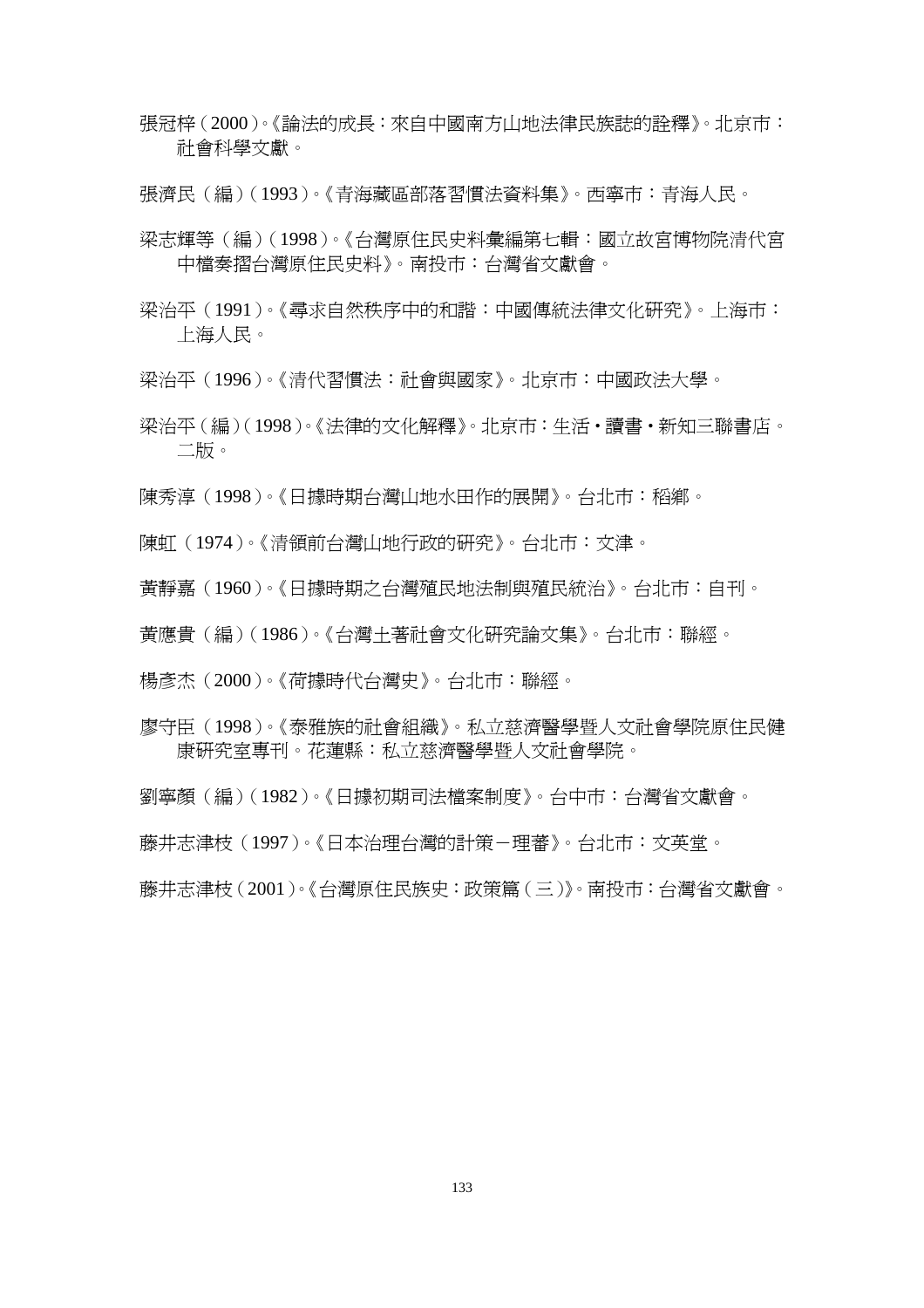張冠梓（2000）。《論法的成長：來自中國南方山地法律民族誌的詮釋》。北京市：社會科學文獻。

張濟民（編）（1993）。《青海藏區部落習慣法資料集》。西寧市：青海人民。

梁志輝等（編）（1998）。《台灣原住民史料彙編第七輯：國立故宮博物院清代宮中檔奏摺台灣原住民史料》。南投市：台灣省文獻會。

梁治平（1991）。《尋求自然秩序中的和諧：中國傳統法律文化研究》。上海市：上海人民。

梁治平（1996）。《清代習慣法：社會與國家》。北京市：中國政法大學。

梁治平（編）（1998）。《法律的文化解釋》。北京市：生活‧讀書‧新知三聯書店。二版。

陳秀淳（1998）。《日據時期台灣山地水田作的展開》。台北市：稻鄉。

陳虹（1974）。《清領前台灣山地行政的研究》。台北市：文津。

黃靜嘉（1960）。《日據時期之台灣殖民地法制與殖民統治》。台北市：自刊。

黃應貴（編）（1986）。《台灣土著社會文化研究論文集》。台北市：聯經。

楊彥杰（2000）。《荷據時代台灣史》。台北市：聯經。

廖守臣（1998）。《泰雅族的社會組織》。私立慈濟醫學暨人文社會學院原住民健康研究室專刊。花蓮縣：私立慈濟醫學暨人文社會學院。

劉寧顏（編）（1982）。《日據初期司法檔案制度》。台中市：台灣省文獻會。

藤井志津枝（1997）。《日本治理台灣的計策－理蕃》。台北市：文英堂。

藤井志津枝（2001）。《台灣原住民族史：政策篇（三）》。南投市：台灣省文獻會。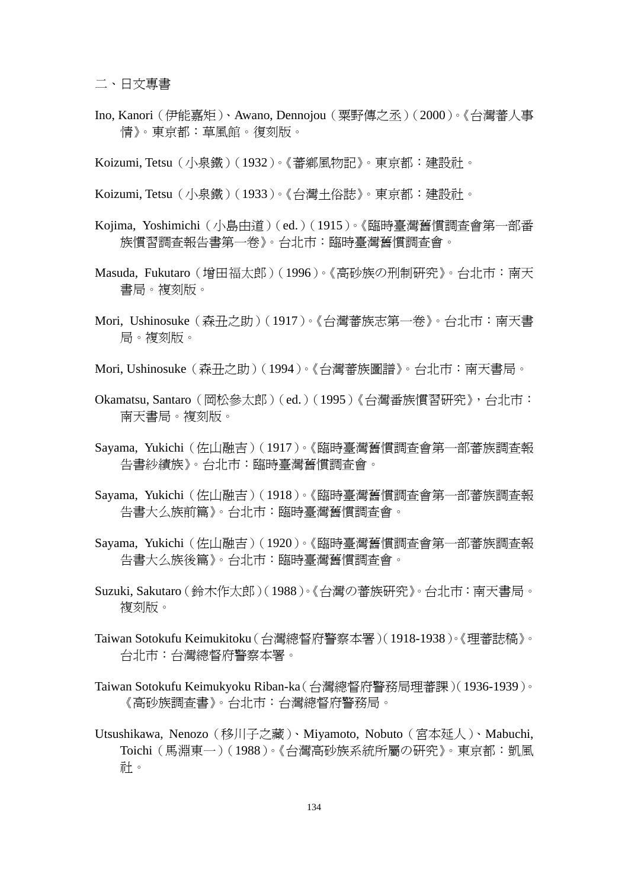## 二、日文專書

Ino, Kanori（伊能嘉矩）、Awano, Dennojou（粟野傳之丞）（2000）。《台灣蕃人事情》。東京都：草風館。復刻版。

Koizumi, Tetsu（小泉鐵）（1932）。《蕃鄉風物記》。東京都：建設社。

Koizumi, Tetsu（小泉鐵）（1933）。《台灣土俗誌》。東京都：建設社。

Kojima, Yoshimichi（小島由道）（ed.）（1915）。《臨時臺灣舊慣調查會第一部番族慣習調查報告書第一卷》。台北市：臨時臺灣舊慣調查會。

Masuda, Fukutaro（增田福太郎）（1996）。《高砂族の刑制研究》。台北市：南天書局。複刻版。

Mori, Ushinosuke（森丑之助）（1917）。《台灣蕃族志第一卷》。台北市：南天書局。複刻版。

Mori, Ushinosuke（森丑之助）（1994）。《台灣蕃族圖譜》。台北市：南天書局。

Okamatsu, Santaro（岡松參太郎）（ed.）（1995）《台灣番族慣習研究》，台北市：南天書局。複刻版。

Sayama, Yukichi（佐山融吉）（1917）。《臨時臺灣舊慣調查會第一部蕃族調查報告書紗績族》。台北市：臨時臺灣舊慣調查會。

Sayama, Yukichi（佐山融吉）（1918）。《臨時臺灣舊慣調查會第一部蕃族調查報告書大么族前篇》。台北市：臨時臺灣舊慣調查會。

Sayama, Yukichi（佐山融吉）（1920）。《臨時臺灣舊慣調查會第一部蕃族調查報告書大么族後篇》。台北市：臨時臺灣舊慣調查會。

Suzuki, Sakutaro（鈴木作太郎）（1988）。《台灣の蕃族研究》。台北市：南天書局。複刻版。

Taiwan Sotokufu Keimukitoku（台灣總督府警察本署）（1918-1938）。《理蕃誌稿》。台北市：台灣總督府警察本署。

Taiwan Sotokufu Keimukyoku Riban-ka（台灣總督府警務局理蕃課）（1936-1939）。《高砂族調查書》。台北市：台灣總督府警務局。

Utsushikawa, Nenozo（移川子之藏）、Miyamoto, Nobuto（宮本延人）、Mabuchi, Toichi（馬淵東一）（1988）。《台灣高砂族系統所屬の研究》。東京都：凱風社。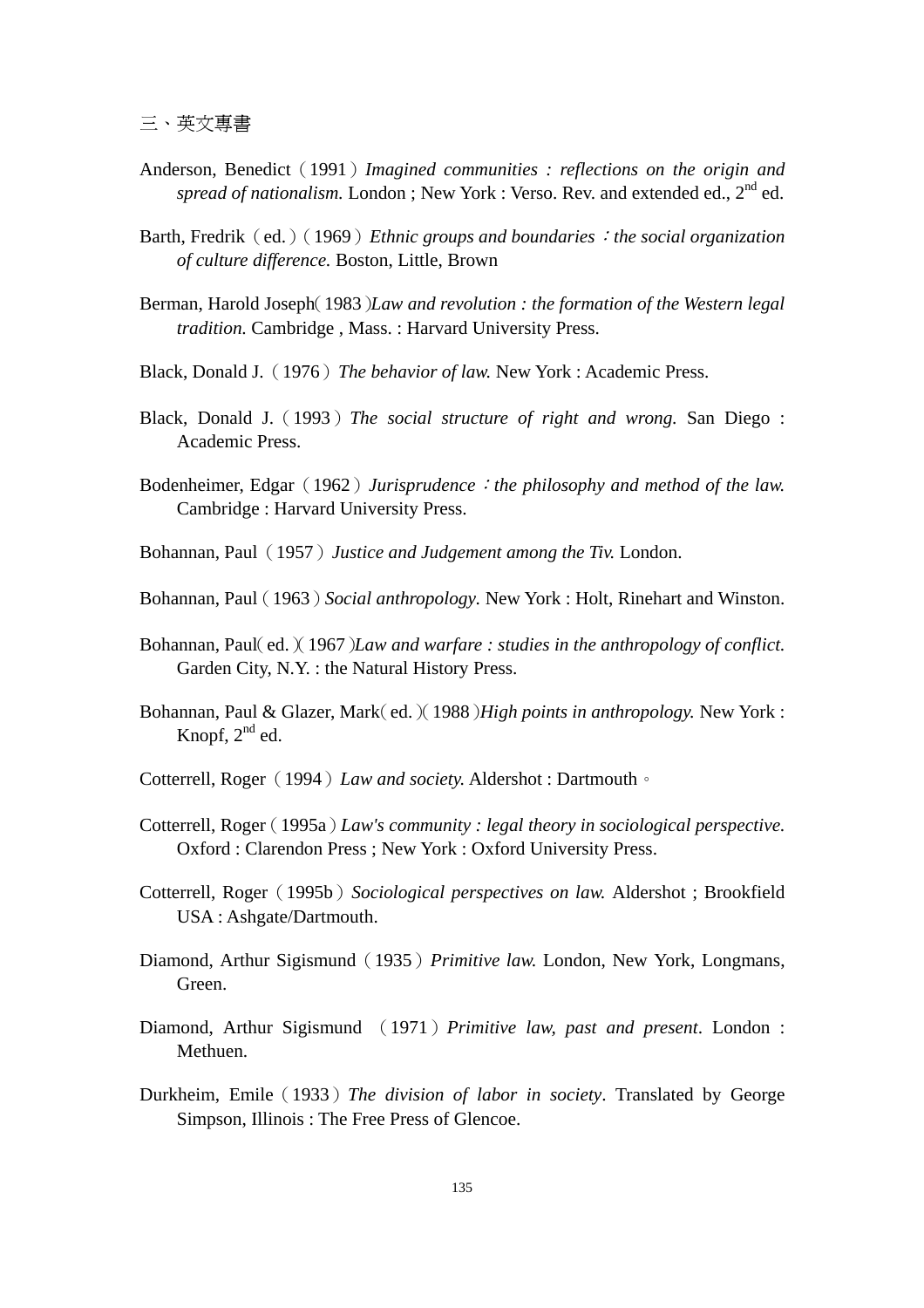三、英文專書

Anderson, Benedict（1991）*Imagined communities : reflections on the origin and spread of nationalism.* London ; New York : Verso. Rev. and extended ed., 2nd ed.

Barth, Fredrik（ed.）（1969）*Ethnic groups and boundaries：the social organization of culture difference.* Boston, Little, Brown

Berman, Harold Joseph（1983）*Law and revolution : the formation of the Western legal tradition.* Cambridge , Mass. : Harvard University Press.

Black, Donald J.（1976）*The behavior of law.* New York : Academic Press.

Black, Donald J.（1993）*The social structure of right and wrong.* San Diego : Academic Press.

Bodenheimer, Edgar（1962）*Jurisprudence：the philosophy and method of the law.* Cambridge : Harvard University Press.

Bohannan, Paul（1957）*Justice and Judgement among the Tiv.* London.

Bohannan, Paul（1963）*Social anthropology.* New York : Holt, Rinehart and Winston.

Bohannan, Paul（ed.）（1967）*Law and warfare : studies in the anthropology of conflict.* Garden City, N.Y. : the Natural History Press.

Bohannan, Paul & Glazer, Mark（ed.）（1988）*High points in anthropology.* New York : Knopf, 2nd ed.

Cotterrell, Roger（1994）*Law and society.* Aldershot : Dartmouth。

Cotterrell, Roger（1995a）*Law's community : legal theory in sociological perspective.* Oxford : Clarendon Press ; New York : Oxford University Press.

Cotterrell, Roger（1995b）*Sociological perspectives on law.* Aldershot ; Brookfield USA : Ashgate/Dartmouth.

Diamond, Arthur Sigismund（1935）*Primitive law.* London, New York, Longmans, Green.

Diamond, Arthur Sigismund （1971）*Primitive law, past and present*. London : Methuen.

Durkheim, Emile（1933）*The division of labor in society*. Translated by George Simpson, Illinois : The Free Press of Glencoe.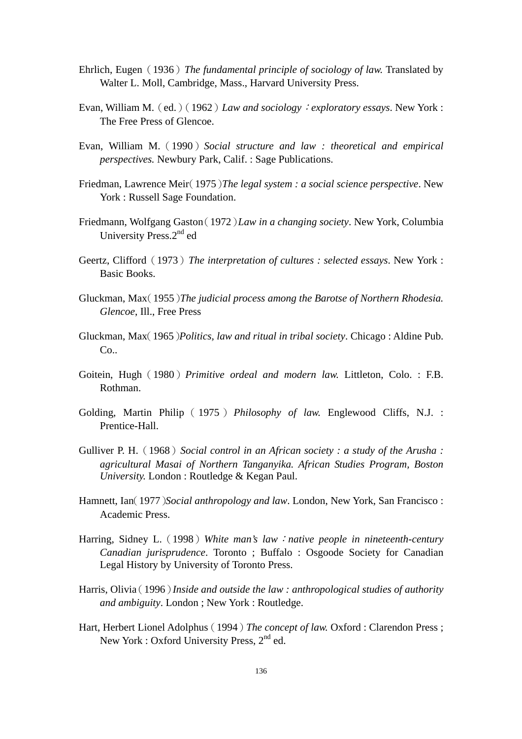Ehrlich, Eugen（1936）*The fundamental principle of sociology of law.* Translated by Walter L. Moll, Cambridge, Mass., Harvard University Press.

Evan, William M.（ed.）(1962) *Law and sociology：exploratory essays*. New York : The Free Press of Glencoe.

Evan, William M.（1990）*Social structure and law : theoretical and empirical perspectives.* Newbury Park, Calif. : Sage Publications.

Friedman, Lawrence Meir（1975）*The legal system : a social science perspective*. New York : Russell Sage Foundation.

Friedmann, Wolfgang Gaston（1972）*Law in a changing society*. New York, Columbia University Press.2nd ed

Geertz, Clifford（1973）*The interpretation of cultures : selected essays*. New York : Basic Books.

Gluckman, Max（1955）*The judicial process among the Barotse of Northern Rhodesia. Glencoe*, Ill., Free Press

Gluckman, Max（1965）*Politics, law and ritual in tribal society*. Chicago : Aldine Pub. Co..

Goitein, Hugh（1980）*Primitive ordeal and modern law.* Littleton, Colo. : F.B. Rothman.

Golding, Martin Philip（1975）*Philosophy of law.* Englewood Cliffs, N.J. : Prentice-Hall.

Gulliver P. H.（1968）*Social control in an African society : a study of the Arusha : agricultural Masai of Northern Tanganyika. African Studies Program, Boston University.* London : Routledge & Kegan Paul.

Hamnett, Ian（1977）*Social anthropology and law*. London, New York, San Francisco : Academic Press.

Harring, Sidney L.（1998）*White man's law：native people in nineteenth-century Canadian jurisprudence*. Toronto ; Buffalo : Osgoode Society for Canadian Legal History by University of Toronto Press.

Harris, Olivia（1996）*Inside and outside the law : anthropological studies of authority and ambiguity*. London ; New York : Routledge.

Hart, Herbert Lionel Adolphus（1994）*The concept of law.* Oxford : Clarendon Press ; New York : Oxford University Press, 2nd ed.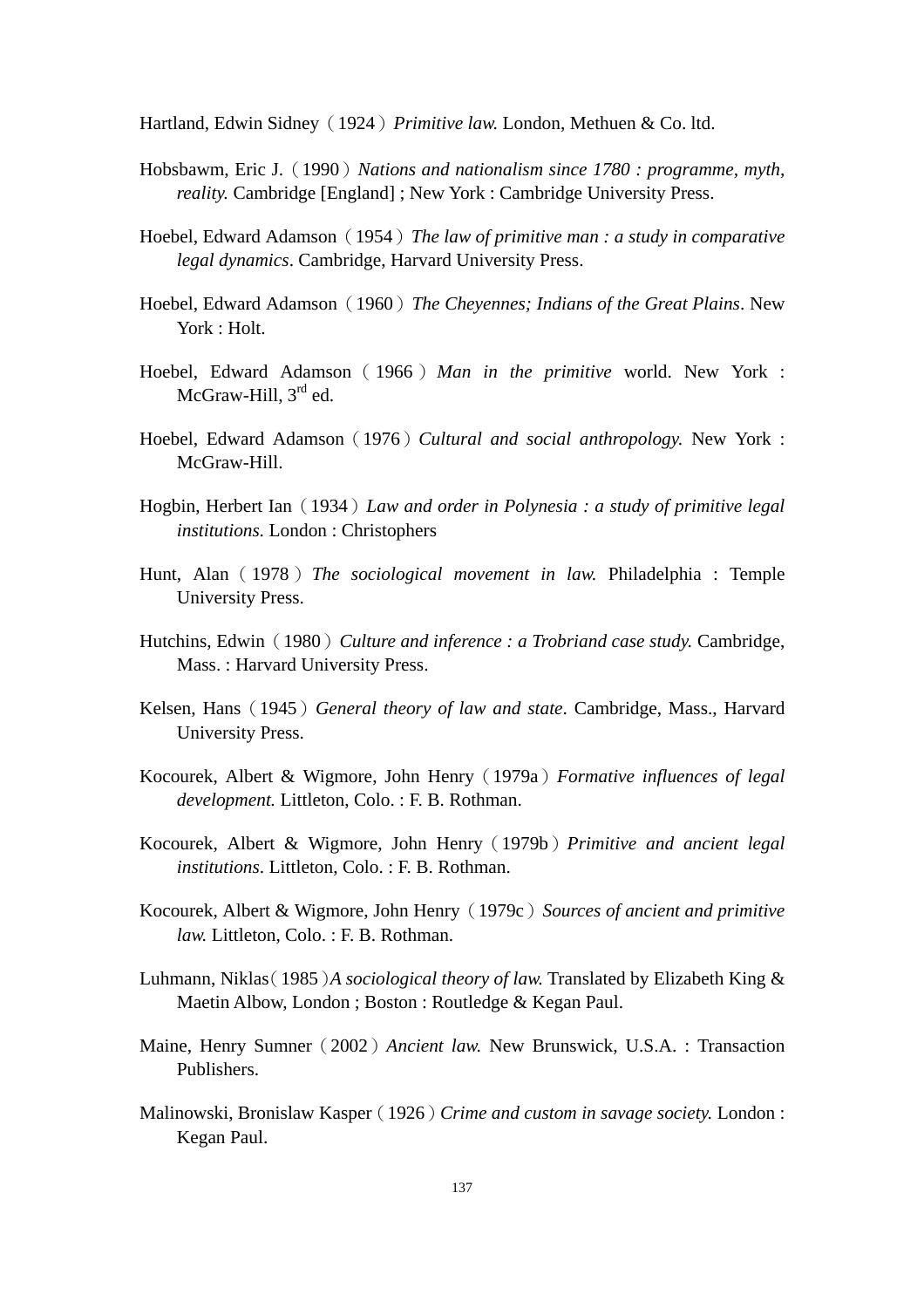Hartland, Edwin Sidney（1924）*Primitive law.* London, Methuen & Co. ltd.

Hobsbawm, Eric J.（1990）*Nations and nationalism since 1780 : programme, myth, reality.* Cambridge [England] ; New York : Cambridge University Press.

Hoebel, Edward Adamson（1954）*The law of primitive man : a study in comparative legal dynamics*. Cambridge, Harvard University Press.

Hoebel, Edward Adamson（1960）*The Cheyennes; Indians of the Great Plains*. New York : Holt.

Hoebel, Edward Adamson（1966）*Man in the primitive* world. New York : McGraw-Hill, 3rd ed.

Hoebel, Edward Adamson（1976）*Cultural and social anthropology.* New York : McGraw-Hill.

Hogbin, Herbert Ian（1934）*Law and order in Polynesia : a study of primitive legal institutions.* London : Christophers

Hunt, Alan（1978）*The sociological movement in law.* Philadelphia : Temple University Press.

Hutchins, Edwin（1980）*Culture and inference : a Trobriand case study.* Cambridge, Mass. : Harvard University Press.

Kelsen, Hans（1945）*General theory of law and state*. Cambridge, Mass., Harvard University Press.

Kocourek, Albert & Wigmore, John Henry（1979a）*Formative influences of legal development.* Littleton, Colo. : F. B. Rothman.

Kocourek, Albert & Wigmore, John Henry（1979b）*Primitive and ancient legal institutions*. Littleton, Colo. : F. B. Rothman.

Kocourek, Albert & Wigmore, John Henry（1979c）*Sources of ancient and primitive law.* Littleton, Colo. : F. B. Rothman.

Luhmann, Niklas（1985）*A sociological theory of law.* Translated by Elizabeth King & Maetin Albow, London ; Boston : Routledge & Kegan Paul.

Maine, Henry Sumner（2002）*Ancient law.* New Brunswick, U.S.A. : Transaction Publishers.

Malinowski, Bronislaw Kasper（1926）*Crime and custom in savage society.* London : Kegan Paul.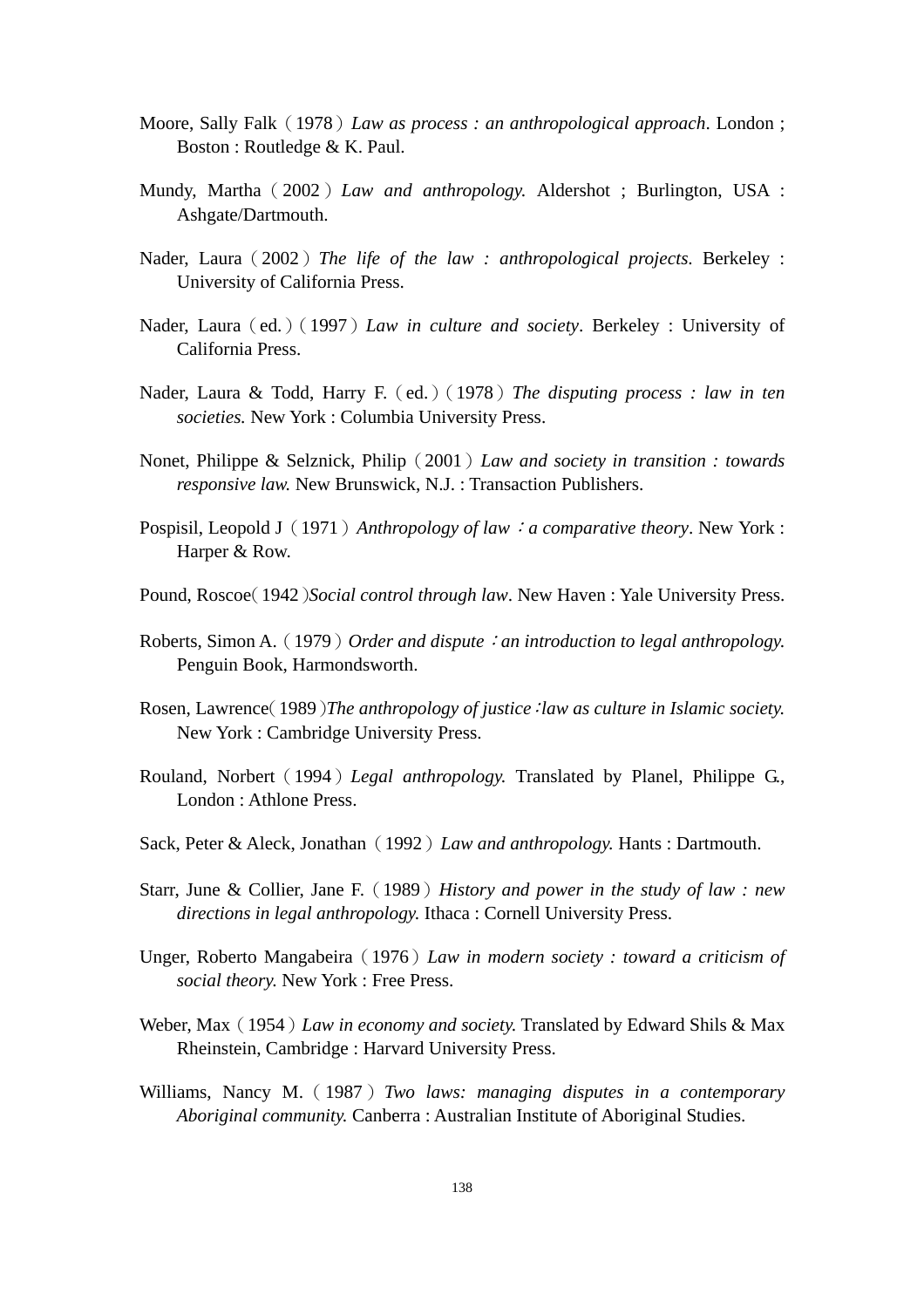Moore, Sally Falk（1978）*Law as process : an anthropological approach*. London ; Boston : Routledge & K. Paul.

Mundy, Martha（2002）*Law and anthropology.* Aldershot ; Burlington, USA : Ashgate/Dartmouth.

Nader, Laura（2002）*The life of the law : anthropological projects.* Berkeley : University of California Press.

Nader, Laura（ed.）（1997）*Law in culture and society*. Berkeley : University of California Press.

Nader, Laura & Todd, Harry F.（ed.）（1978）*The disputing process : law in ten societies.* New York : Columbia University Press.

Nonet, Philippe & Selznick, Philip（2001）*Law and society in transition : towards responsive law.* New Brunswick, N.J. : Transaction Publishers.

Pospisil, Leopold J（1971）*Anthropology of law：a comparative theory*. New York : Harper & Row.

Pound, Roscoe（1942）*Social control through law*. New Haven : Yale University Press.

Roberts, Simon A.（1979）*Order and dispute：an introduction to legal anthropology.* Penguin Book, Harmondsworth.

Rosen, Lawrence（1989）*The anthropology of justice：law as culture in Islamic society.* New York : Cambridge University Press.

Rouland, Norbert（1994）*Legal anthropology.* Translated by Planel, Philippe G., London : Athlone Press.

Sack, Peter & Aleck, Jonathan（1992）*Law and anthropology.* Hants : Dartmouth.

Starr, June & Collier, Jane F.（1989）*History and power in the study of law : new directions in legal anthropology.* Ithaca : Cornell University Press.

Unger, Roberto Mangabeira（1976）*Law in modern society : toward a criticism of social theory.* New York : Free Press.

Weber, Max（1954）*Law in economy and society.* Translated by Edward Shils & Max Rheinstein, Cambridge : Harvard University Press.

Williams, Nancy M.（1987）*Two laws: managing disputes in a contemporary Aboriginal community.* Canberra : Australian Institute of Aboriginal Studies.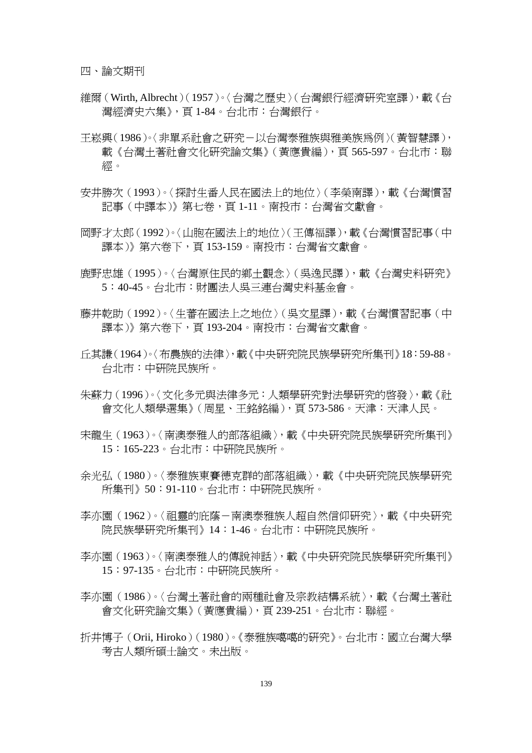## 四、論文期刊

維爾（Wirth, Albrecht）（1957）。〈台灣之歷史〉（台灣銀行經濟研究室譯），載《台灣經濟史六集》，頁 1-84。台北市：台灣銀行。

王崧興（1986）。〈非單系社會之研究－以台灣泰雅族與雅美族爲例〉（黃智慧譯），載《台灣土著社會文化研究論文集》（黃應貴編），頁 565-597。台北市：聯經。

安井勝次（1993）。〈探討生番人民在國法上的地位〉（李榮南譯），載《台灣慣習記事（中譯本）》第七卷，頁 1-11。南投市：台灣省文獻會。

岡野才太郎（1992）。〈山胞在國法上的地位〉（王傳福譯），載《台灣慣習記事（中譯本）》第六卷下，頁 153-159。南投市：台灣省文獻會。

鹿野忠雄（1995）。〈台灣原住民的鄉土觀念〉（吳逸民譯），載《台灣史料研究》5：40-45。台北市：財團法人吳三連台灣史料基金會。

藤井乾助（1992）。〈生蕃在國法上之地位〉（吳文星譯），載《台灣慣習記事（中譯本）》第六卷下，頁 193-204。南投市：台灣省文獻會。

丘其謙（1964）。〈布農族的法律〉，載《中央研究院民族學研究所集刊》18：59-88。台北市：中研院民族所。

朱蘇力（1996）。〈文化多元與法律多元：人類學研究對法學研究的啓發〉，載《社會文化人類學選集》（周星、王銘銘編），頁 573-586。天津：天津人民。

宋龍生（1963）。〈南澳泰雅人的部落組織〉，載《中央研究院民族學研究所集刊》15：165-223。台北市：中研院民族所。

余光弘（1980）。〈泰雅族東賽德克群的部落組織〉，載《中央研究院民族學研究所集刊》50：91-110。台北市：中研院民族所。

李亦園（1962）。〈祖靈的庇蔭－南澳泰雅族人超自然信仰研究〉，載《中央研究院民族學研究所集刊》14：1-46。台北市：中研院民族所。

李亦園（1963）。〈南澳泰雅人的傳說神話〉，載《中央研究院民族學研究所集刊》15：97-135。台北市：中研院民族所。

李亦園（1986）。〈台灣土著社會的兩種社會及宗教結構系統〉，載《台灣土著社會文化研究論文集》（黃應貴編），頁 239-251。台北市：聯經。

折井博子（Orii, Hiroko）（1980）。《泰雅族噶噶的研究》。台北市：國立台灣大學考古人類所碩士論文。未出版。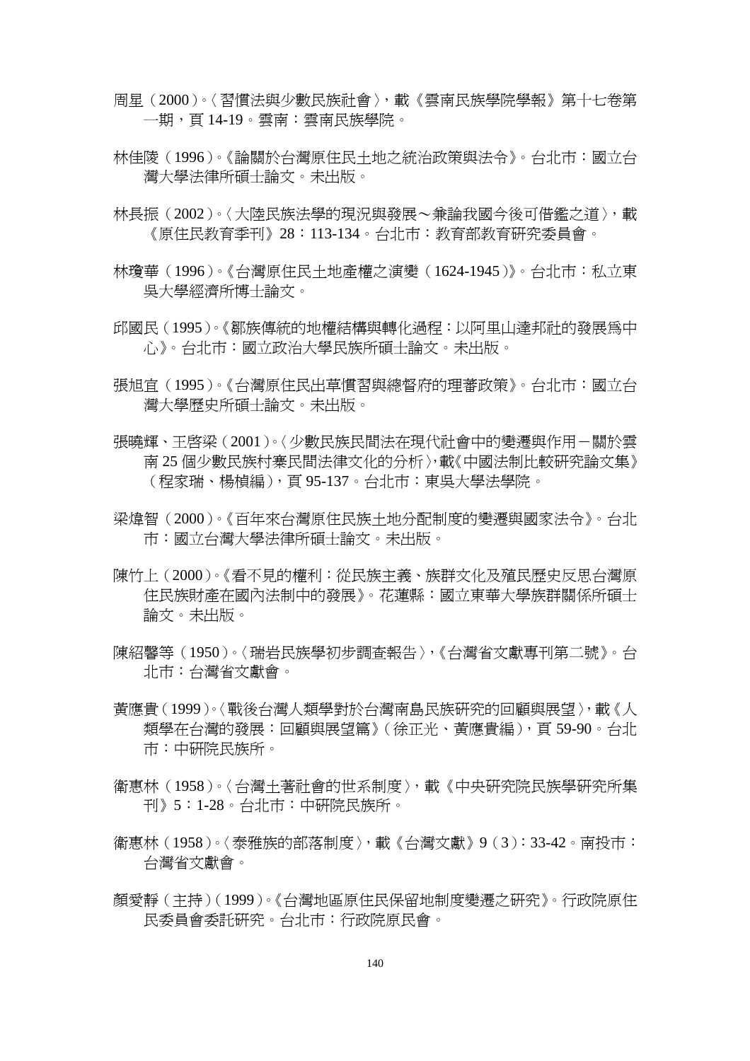周星（2000）。〈習慣法與少數民族社會〉，載《雲南民族學院學報》第十七卷第一期，頁 14-19。雲南：雲南民族學院。

林佳陵（1996）。《論關於台灣原住民土地之統治政策與法令》。台北市：國立台灣大學法律所碩士論文。未出版。

林長振（2002）。〈大陸民族法學的現況與發展～兼論我國今後可借鑑之道〉，載《原住民教育季刊》28：113-134。台北市：教育部教育研究委員會。

林瓊華（1996）。《台灣原住民土地產權之演變（1624-1945）》。台北市：私立東吳大學經濟所博士論文。

邱國民（1995）。《鄒族傳統的地權結構與轉化過程：以阿里山達邦社的發展為中心》。台北市：國立政治大學民族所碩士論文。未出版。

張旭宜（1995）。《台灣原住民出草慣習與總督府的理蕃政策》。台北市：國立台灣大學歷史所碩士論文。未出版。

張曉輝、王啓梁（2001）。〈少數民族民間法在現代社會中的變遷與作用－關於雲南 25 個少數民族村寨民間法律文化的分析〉，載《中國法制比較研究論文集》（程家瑞、楊楨編），頁 95-137。台北市：東吳大學法學院。

梁煒智（2000）。《百年來台灣原住民族土地分配制度的變遷與國家法令》。台北市：國立台灣大學法律所碩士論文。未出版。

陳竹上（2000）。《看不見的權利：從民族主義、族群文化及殖民歷史反思台灣原住民族財產在國內法制中的發展》。花蓮縣：國立東華大學族群關係所碩士論文。未出版。

陳紹馨等（1950）。〈瑞岩民族學初步調查報告〉，《台灣省文獻專刊第二號》。台北市：台灣省文獻會。

黃應貴（1999）。〈戰後台灣人類學對於台灣南島民族研究的回顧與展望〉，載《人類學在台灣的發展：回顧與展望篇》（徐正光、黃應貴編），頁 59-90。台北市：中研院民族所。

衛惠林（1958）。〈台灣土著社會的世系制度〉，載《中央研究院民族學研究所集刊》5：1-28。台北市：中研院民族所。

衛惠林（1958）。〈泰雅族的部落制度〉，載《台灣文獻》9（3）：33-42。南投市：台灣省文獻會。

顏愛靜（主持）（1999）。《台灣地區原住民保留地制度變遷之研究》。行政院原住民委員會委託研究。台北市：行政院原民會。